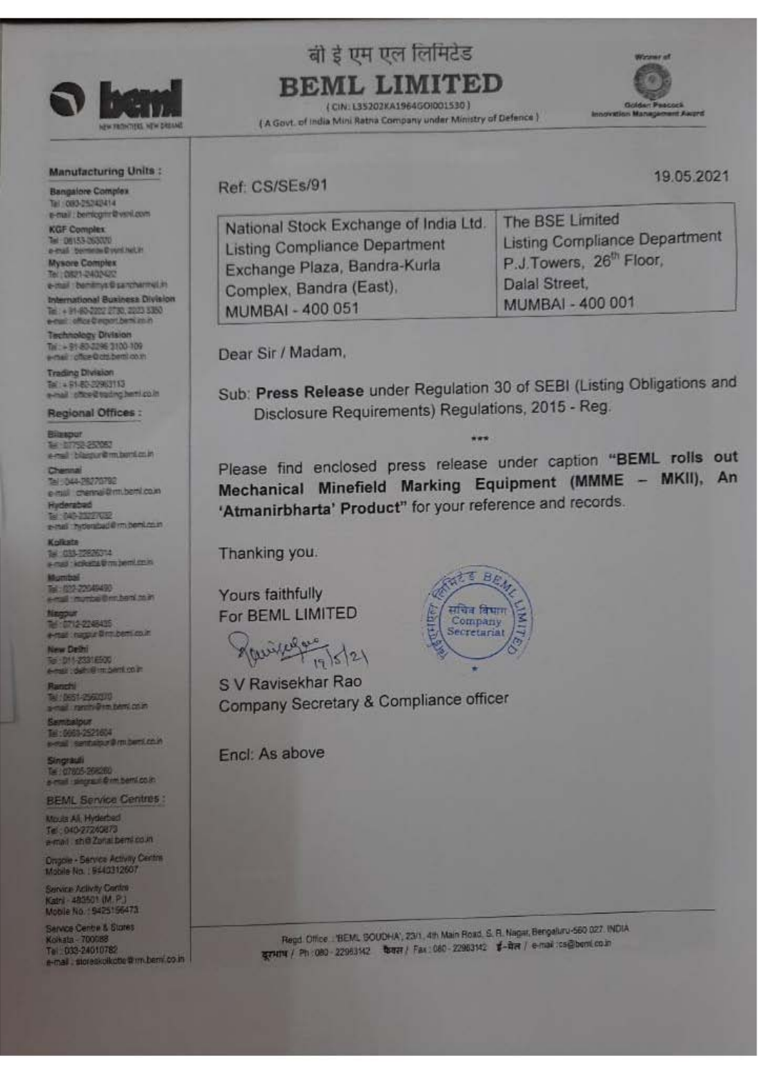बी इ एम एल लिमिटेड

# BEML LIMITED

(CIN: L35202KA1964GOI001530)

(A Govt. of India Mini Ratna Company under Ministry of Defence)

Winner of Golden Peacock Innovation Management Award

**Manufacturing Units :**

**Bangalore Complex**
Tel : 080-25242414
e-mail : bemlcgm@vsnl.com

**KGF Complex**
Tel : 08153-263020
e-mail : bemlede@vsnl.net.in

**Mysore Complex**
Tel : 0821-2402422
e-mail : bemlmys@sancharnet.in

**International Business Division**
Tel : + 91-80-2222 2730, 2223 3350
e-mail : office@export.beml.co.in

**Technology Division**
Tel : + 91-80-2296 3100-109
e-mail : office@ctd.beml.co.in

**Trading Division**
Tel : + 91-80-22963113
e-mail : office@trading.beml.co.in

**Regional Offices :**

**Bilaspur**
Tel : 07752-252082
e-mail : bilaspur@rm.beml.co.in

**Chennai**
Tel : 044-28270792
e-mail : chennai@rm.beml.co.in

**Hyderabad**
Tel : 040-23227032
e-mail : hyderabad@rm.beml.co.in

**Kolkata**
Tel : 033-22826314
e-mail : kolkata@rm.beml.co.in

**Mumbai**
Tel : 022-22049490
e-mail : mumbai@rm.beml.co.in

**Nagpur**
Tel : 0712-2248435
e-mail : nagpur@rm.beml.co.in

**New Delhi**
Tel : 011-23316500
e-mail : delhi@rm.beml.co.in

**Ranchi**
Tel : 0651-2560370
e-mail : ranchi@rm.beml.co.in

**Sambalpur**
Tel : 0663-2521604
e-mail : sambalpur@rm.beml.co.in

**Singrauli**
Tel : 07805-268280
e-mail : singrauli@rm.beml.co.in

**BEML Service Centres :**

Moula Ali, Hyderbad
Tel : 040-27240873
e-mail : sh@Zonal.beml.co.in

Ongole - Service Activity Centre
Mobile No. : 9440312607

Service Activity Centre
Katni - 483501 (M.P.)
Mobile No. : 9425156473

Service Centre & Stores
Kolkata - 700088
Tel : 033-24010782
e-mail : storeskolkotte@rm.beml.co.in

Ref: CS/SEs/91

19.05.2021

| National Stock Exchange of India Ltd. Listing Compliance Department Exchange Plaza, Bandra-Kurla Complex, Bandra (East), MUMBAI - 400 051 | The BSE Limited Listing Compliance Department P.J.Towers, 26th Floor, Dalal Street, MUMBAI - 400 001 |
|---|---|

Dear Sir / Madam,

Sub: **Press Release** under Regulation 30 of SEBI (Listing Obligations and Disclosure Requirements) Regulations, 2015 - Reg.

\*\*\*

Please find enclosed press release under caption **"BEML rolls out Mechanical Minefield Marking Equipment (MMME – MKII), An 'Atmanirbharta' Product"** for your reference and records.

Thanking you.

Yours faithfully
For BEML LIMITED

19/5/21

S V Ravisekhar Rao
Company Secretary & Compliance officer

Encl: As above

Regd. Office : 'BEML SOUDHA', 23/1, 4th Main Road, S. R. Nagar, Bengaluru-560 027. INDIA
दूरभाष / Ph : 080 - 22963142 फैक्स / Fax : 080 - 22963142 ई-मेल / e-mail : cs@beml.co.in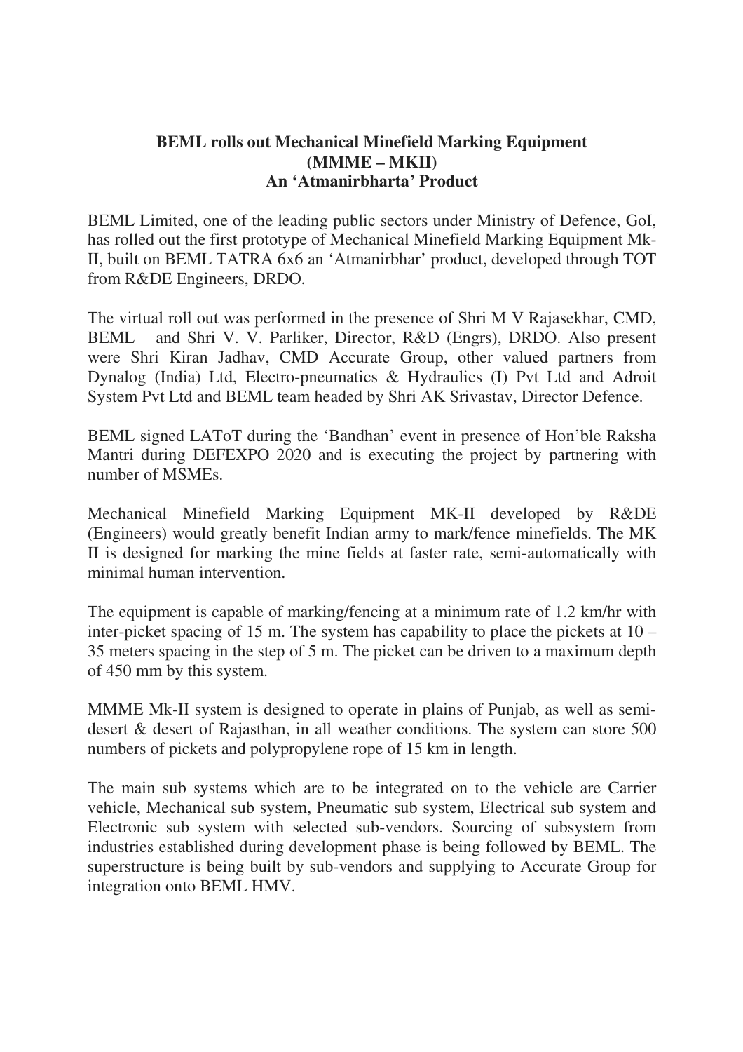**BEML rolls out Mechanical Minefield Marking Equipment (MMME – MKII)**
**An 'Atmanirbharta' Product**

BEML Limited, one of the leading public sectors under Ministry of Defence, GoI, has rolled out the first prototype of Mechanical Minefield Marking Equipment Mk-II, built on BEML TATRA 6x6 an 'Atmanirbhar' product, developed through TOT from R&DE Engineers, DRDO.

The virtual roll out was performed in the presence of Shri M V Rajasekhar, CMD, BEML and Shri V. V. Parliker, Director, R&D (Engrs), DRDO. Also present were Shri Kiran Jadhav, CMD Accurate Group, other valued partners from Dynalog (India) Ltd, Electro-pneumatics & Hydraulics (I) Pvt Ltd and Adroit System Pvt Ltd and BEML team headed by Shri AK Srivastav, Director Defence.

BEML signed LAToT during the 'Bandhan' event in presence of Hon'ble Raksha Mantri during DEFEXPO 2020 and is executing the project by partnering with number of MSMEs.

Mechanical Minefield Marking Equipment MK-II developed by R&DE (Engineers) would greatly benefit Indian army to mark/fence minefields. The MK II is designed for marking the mine fields at faster rate, semi-automatically with minimal human intervention.

The equipment is capable of marking/fencing at a minimum rate of 1.2 km/hr with inter-picket spacing of 15 m. The system has capability to place the pickets at 10 – 35 meters spacing in the step of 5 m. The picket can be driven to a maximum depth of 450 mm by this system.

MMME Mk-II system is designed to operate in plains of Punjab, as well as semi-desert & desert of Rajasthan, in all weather conditions. The system can store 500 numbers of pickets and polypropylene rope of 15 km in length.

The main sub systems which are to be integrated on to the vehicle are Carrier vehicle, Mechanical sub system, Pneumatic sub system, Electrical sub system and Electronic sub system with selected sub-vendors. Sourcing of subsystem from industries established during development phase is being followed by BEML. The superstructure is being built by sub-vendors and supplying to Accurate Group for integration onto BEML HMV.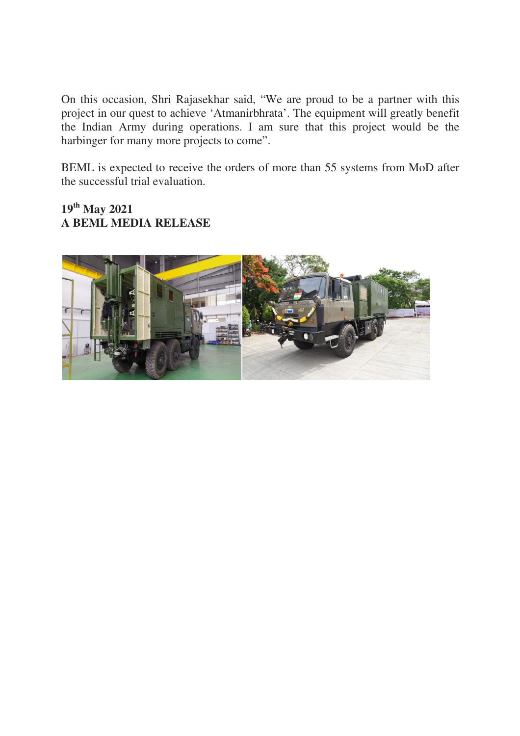On this occasion, Shri Rajasekhar said, "We are proud to be a partner with this project in our quest to achieve 'Atmanirbhrata'. The equipment will greatly benefit the Indian Army during operations. I am sure that this project would be the harbinger for many more projects to come".

BEML is expected to receive the orders of more than 55 systems from MoD after the successful trial evaluation.

**19th May 2021**
**A BEML MEDIA RELEASE**